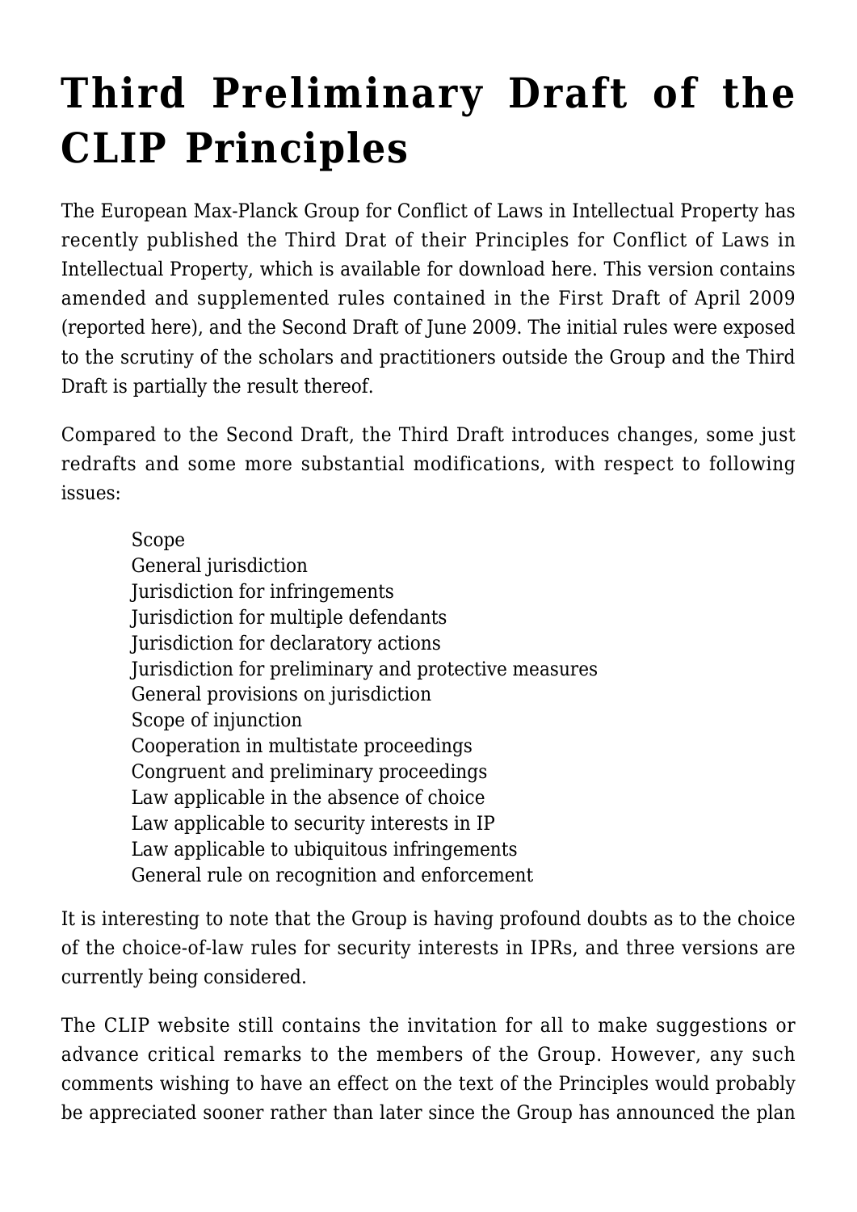# Third Preliminary Draft of the CLIP Principles

The European Max-Planck Group for Conflict of Laws in Intellectual Property has recently published the Third Drat of their Principles for Conflict of Laws in Intellectual Property, which is available for download here. This version contains amended and supplemented rules contained in the First Draft of April 2009 (reported here), and the Second Draft of June 2009. The initial rules were exposed to the scrutiny of the scholars and practitioners outside the Group and the Third Draft is partially the result thereof.

Compared to the Second Draft, the Third Draft introduces changes, some just redrafts and some more substantial modifications, with respect to following issues:

- Scope
- General jurisdiction
- Jurisdiction for infringements
- Jurisdiction for multiple defendants
- Jurisdiction for declaratory actions
- Jurisdiction for preliminary and protective measures
- General provisions on jurisdiction
- Scope of injunction
- Cooperation in multistate proceedings
- Congruent and preliminary proceedings
- Law applicable in the absence of choice
- Law applicable to security interests in IP
- Law applicable to ubiquitous infringements
- General rule on recognition and enforcement

It is interesting to note that the Group is having profound doubts as to the choice of the choice-of-law rules for security interests in IPRs, and three versions are currently being considered.

The CLIP website still contains the invitation for all to make suggestions or advance critical remarks to the members of the Group. However, any such comments wishing to have an effect on the text of the Principles would probably be appreciated sooner rather than later since the Group has announced the plan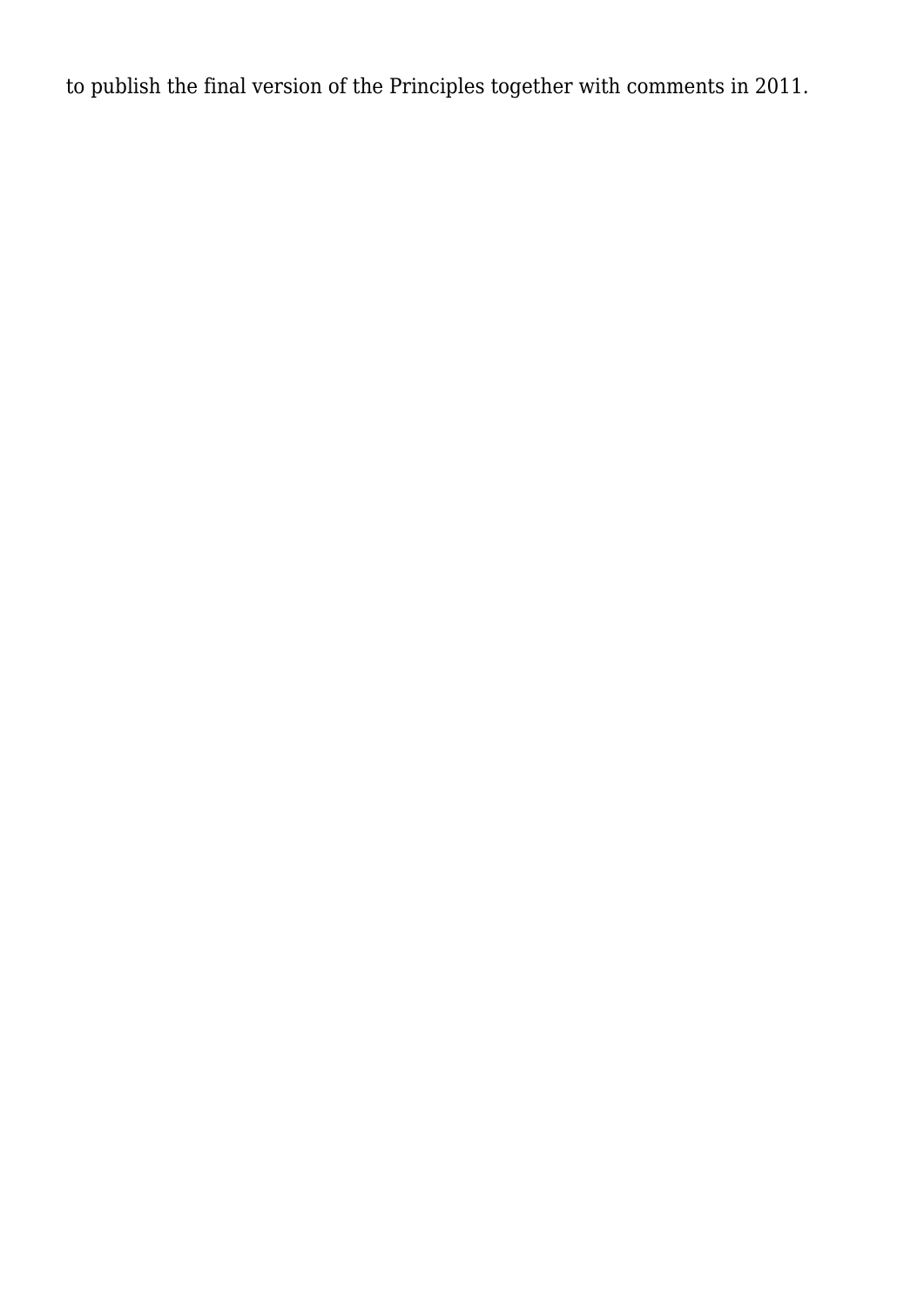to publish the final version of the Principles together with comments in 2011.